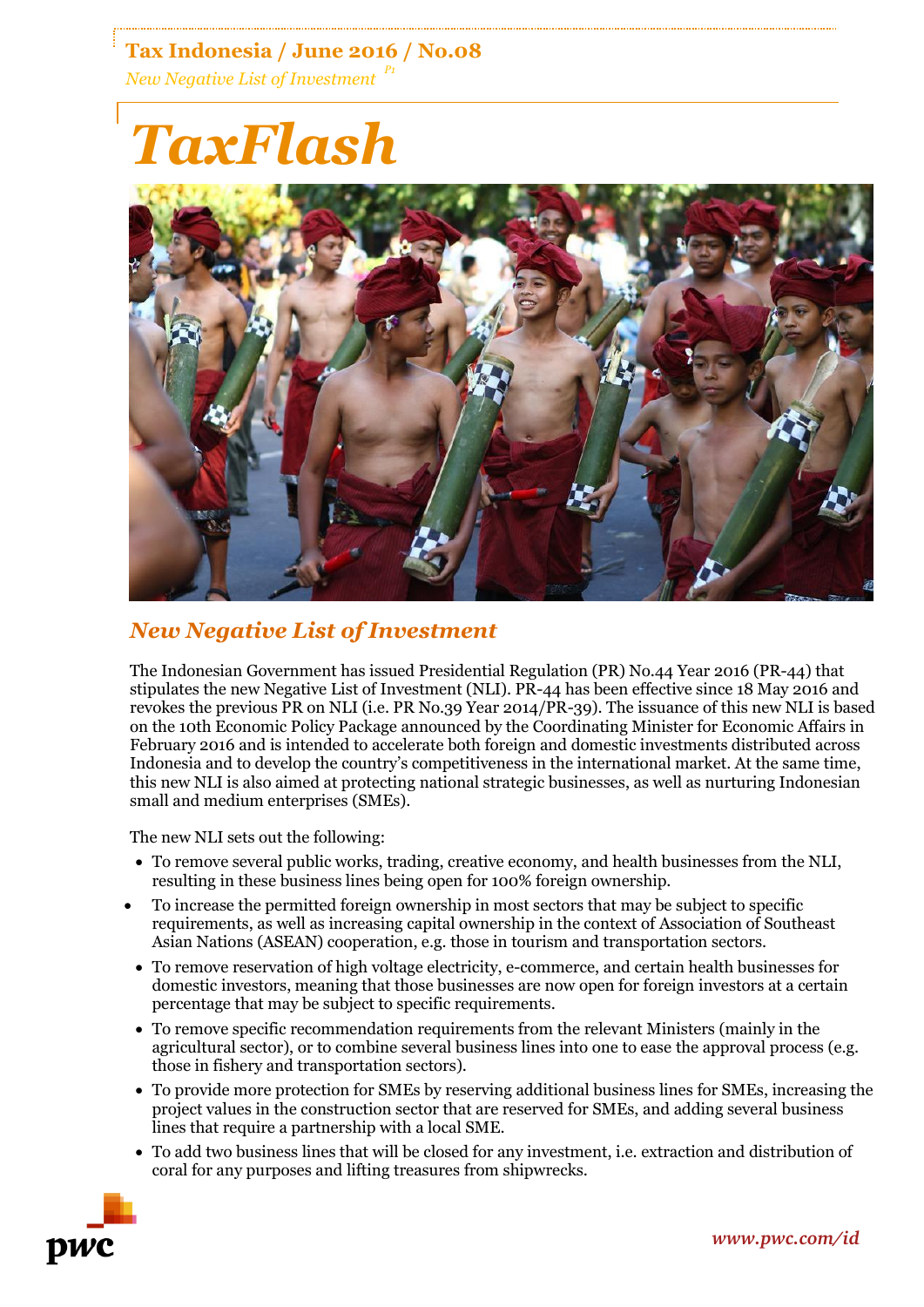# TaxFlash

## New Negative List of Investment

The Indonesian Government has issued Presidential Regulation (PR) No.44 Year 2016 (PR-44) that stipulates the new Negative List of Investment (NLI). PR-44 has been effective since 18 May 2016 and revokes the previous PR on NLI (i.e. PR No.39 Year 2014/PR-39). The issuance of this new NLI is based on the 10th Economic Policy Package announced by the Coordinating Minister for Economic Affairs in February 2016 and is intended to accelerate both foreign and domestic investments distributed across Indonesia and to develop the country's competitiveness in the international market. At the same time, this new NLI is also aimed at protecting national strategic businesses, as well as nurturing Indonesian small and medium enterprises (SMEs).

The new NLI sets out the following:

- To remove several public works, trading, creative economy, and health businesses from the NLI, resulting in these business lines being open for 100% foreign ownership.
- To increase the permitted foreign ownership in most sectors that may be subject to specific requirements, as well as increasing capital ownership in the context of Association of Southeast Asian Nations (ASEAN) cooperation, e.g. those in tourism and transportation sectors.
- To remove reservation of high voltage electricity, e-commerce, and certain health businesses for domestic investors, meaning that those businesses are now open for foreign investors at a certain percentage that may be subject to specific requirements.
- To remove specific recommendation requirements from the relevant Ministers (mainly in the agricultural sector), or to combine several business lines into one to ease the approval process (e.g. those in fishery and transportation sectors).
- To provide more protection for SMEs by reserving additional business lines for SMEs, increasing the project values in the construction sector that are reserved for SMEs, and adding several business lines that require a partnership with a local SME.
- To add two business lines that will be closed for any investment, i.e. extraction and distribution of coral for any purposes and lifting treasures from shipwrecks.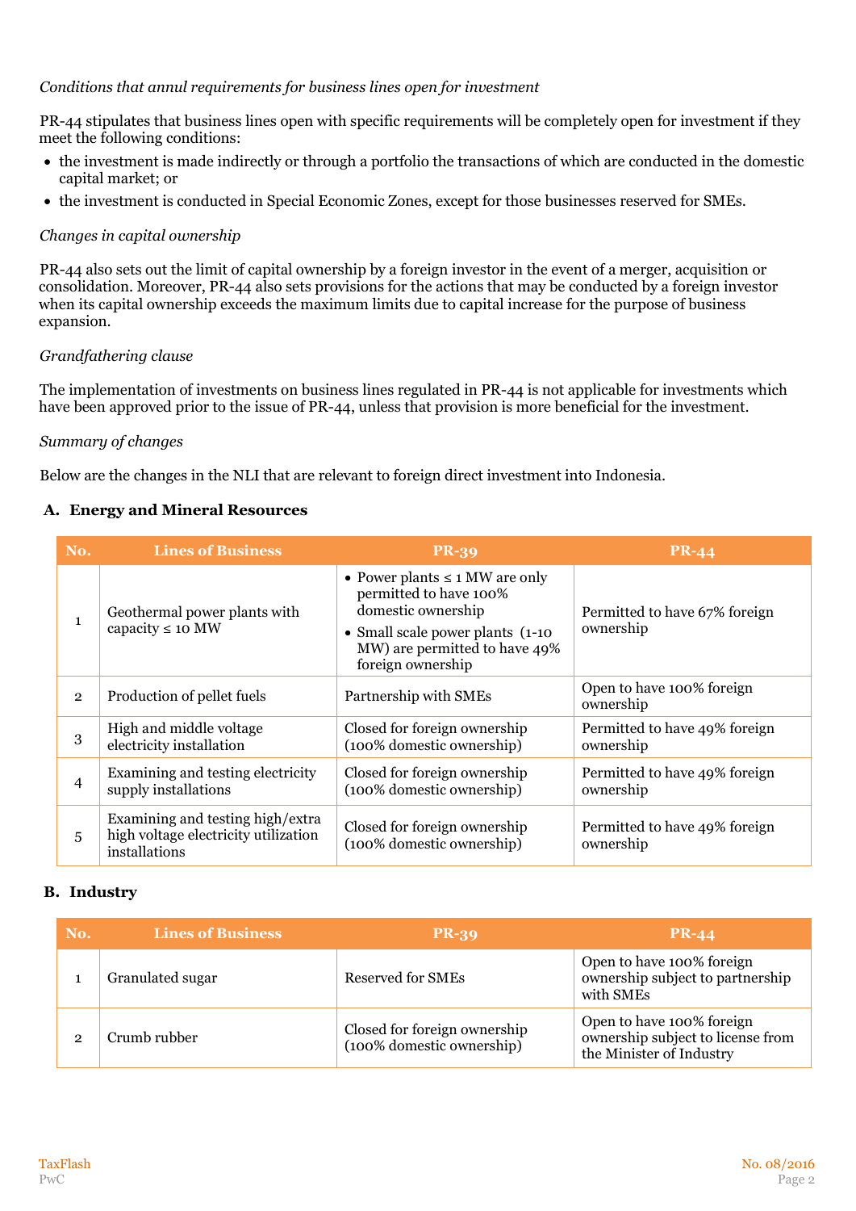*Conditions that annul requirements for business lines open for investment*

PR-44 stipulates that business lines open with specific requirements will be completely open for investment if they meet the following conditions:

- the investment is made indirectly or through a portfolio the transactions of which are conducted in the domestic capital market; or
- the investment is conducted in Special Economic Zones, except for those businesses reserved for SMEs.

*Changes in capital ownership*

PR-44 also sets out the limit of capital ownership by a foreign investor in the event of a merger, acquisition or consolidation. Moreover, PR-44 also sets provisions for the actions that may be conducted by a foreign investor when its capital ownership exceeds the maximum limits due to capital increase for the purpose of business expansion.

*Grandfathering clause*

The implementation of investments on business lines regulated in PR-44 is not applicable for investments which have been approved prior to the issue of PR-44, unless that provision is more beneficial for the investment.

*Summary of changes*

Below are the changes in the NLI that are relevant to foreign direct investment into Indonesia.

## A. Energy and Mineral Resources

| No. | Lines of Business | PR-39 | PR-44 |
|---|---|---|---|
| 1 | Geothermal power plants with capacity ≤ 10 MW | • Power plants ≤ 1 MW are only permitted to have 100% domestic ownership<br>• Small scale power plants (1-10 MW) are permitted to have 49% foreign ownership | Permitted to have 67% foreign ownership |
| 2 | Production of pellet fuels | Partnership with SMEs | Open to have 100% foreign ownership |
| 3 | High and middle voltage electricity installation | Closed for foreign ownership (100% domestic ownership) | Permitted to have 49% foreign ownership |
| 4 | Examining and testing electricity supply installations | Closed for foreign ownership (100% domestic ownership) | Permitted to have 49% foreign ownership |
| 5 | Examining and testing high/extra high voltage electricity utilization installations | Closed for foreign ownership (100% domestic ownership) | Permitted to have 49% foreign ownership |

## B. Industry

| No. | Lines of Business | PR-39 | PR-44 |
|---|---|---|---|
| 1 | Granulated sugar | Reserved for SMEs | Open to have 100% foreign ownership subject to partnership with SMEs |
| 2 | Crumb rubber | Closed for foreign ownership (100% domestic ownership) | Open to have 100% foreign ownership subject to license from the Minister of Industry |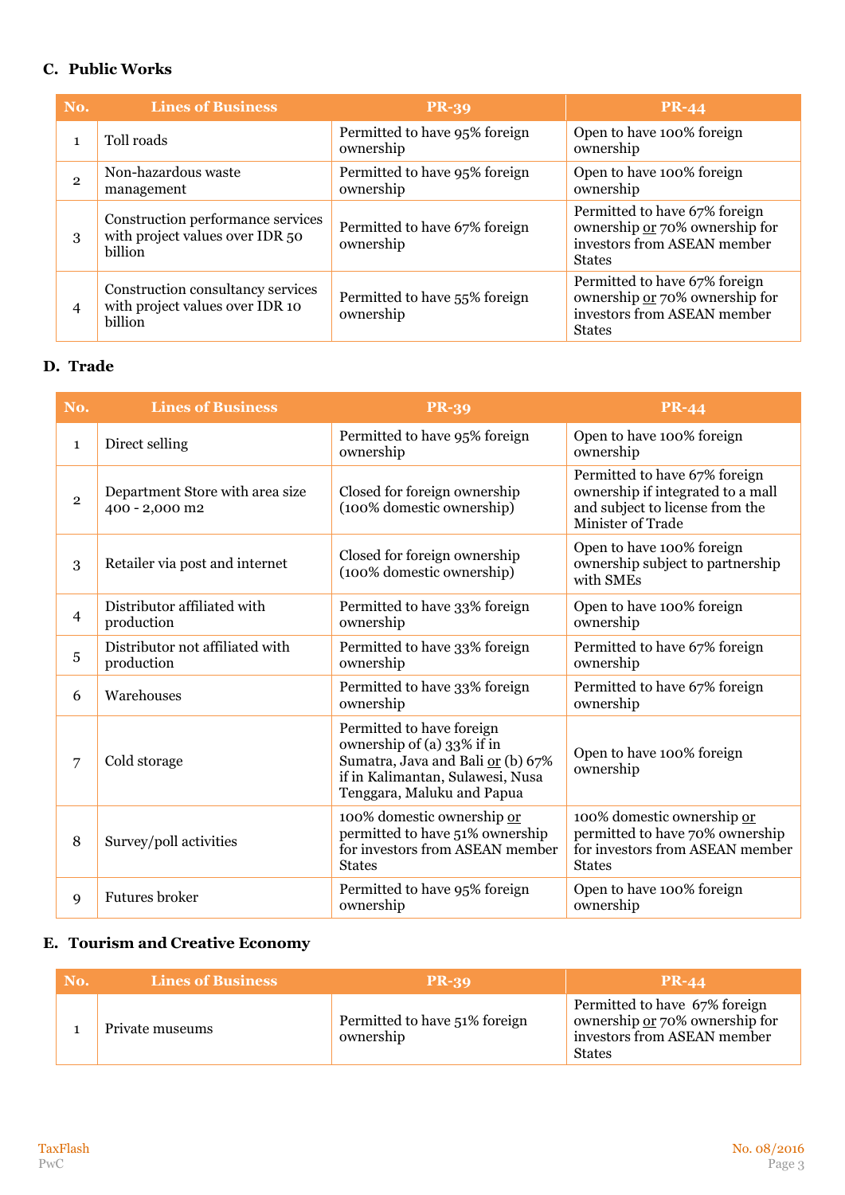### C. Public Works

| No. | Lines of Business | PR-39 | PR-44 |
|---|---|---|---|
| 1 | Toll roads | Permitted to have 95% foreign ownership | Open to have 100% foreign ownership |
| 2 | Non-hazardous waste management | Permitted to have 95% foreign ownership | Open to have 100% foreign ownership |
| 3 | Construction performance services with project values over IDR 50 billion | Permitted to have 67% foreign ownership | Permitted to have 67% foreign ownership or 70% ownership for investors from ASEAN member States |
| 4 | Construction consultancy services with project values over IDR 10 billion | Permitted to have 55% foreign ownership | Permitted to have 67% foreign ownership or 70% ownership for investors from ASEAN member States |

### D. Trade

| No. | Lines of Business | PR-39 | PR-44 |
|---|---|---|---|
| 1 | Direct selling | Permitted to have 95% foreign ownership | Open to have 100% foreign ownership |
| 2 | Department Store with area size 400 - 2,000 m2 | Closed for foreign ownership (100% domestic ownership) | Permitted to have 67% foreign ownership if integrated to a mall and subject to license from the Minister of Trade |
| 3 | Retailer via post and internet | Closed for foreign ownership (100% domestic ownership) | Open to have 100% foreign ownership subject to partnership with SMEs |
| 4 | Distributor affiliated with production | Permitted to have 33% foreign ownership | Open to have 100% foreign ownership |
| 5 | Distributor not affiliated with production | Permitted to have 33% foreign ownership | Permitted to have 67% foreign ownership |
| 6 | Warehouses | Permitted to have 33% foreign ownership | Permitted to have 67% foreign ownership |
| 7 | Cold storage | Permitted to have foreign ownership of (a) 33% if in Sumatra, Java and Bali or (b) 67% if in Kalimantan, Sulawesi, Nusa Tenggara, Maluku and Papua | Open to have 100% foreign ownership |
| 8 | Survey/poll activities | 100% domestic ownership or permitted to have 51% ownership for investors from ASEAN member States | 100% domestic ownership or permitted to have 70% ownership for investors from ASEAN member States |
| 9 | Futures broker | Permitted to have 95% foreign ownership | Open to have 100% foreign ownership |

### E. Tourism and Creative Economy

| No. | Lines of Business | PR-39 | PR-44 |
|---|---|---|---|
| 1 | Private museums | Permitted to have 51% foreign ownership | Permitted to have 67% foreign ownership or 70% ownership for investors from ASEAN member States |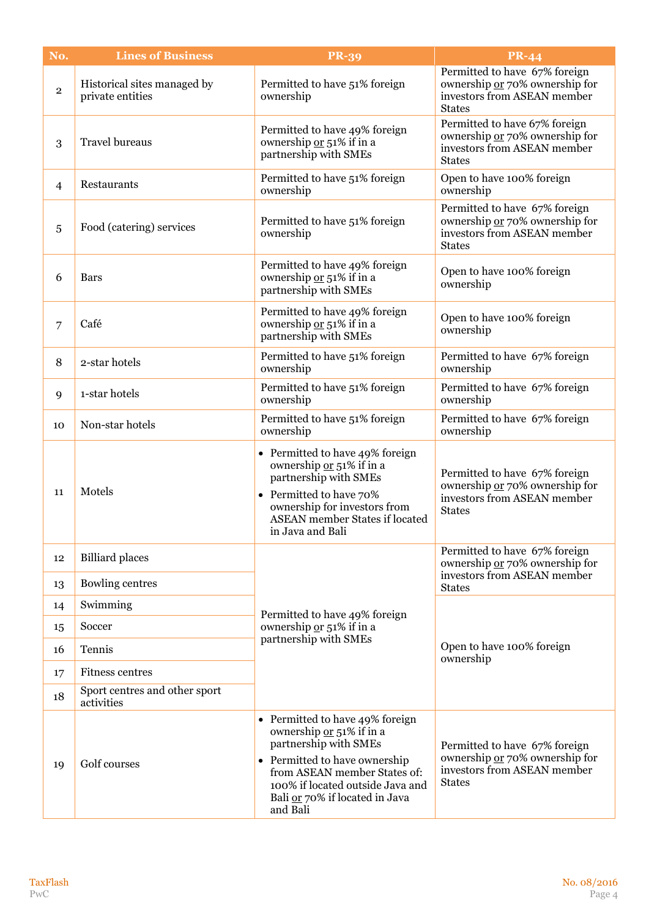| No. | Lines of Business | PR-39 | PR-44 |
|---|---|---|---|
| 2 | Historical sites managed by private entities | Permitted to have 51% foreign ownership | Permitted to have 67% foreign ownership <u>or</u> 70% ownership for investors from ASEAN member States |
| 3 | Travel bureaus | Permitted to have 49% foreign ownership <u>or</u> 51% if in a partnership with SMEs | Permitted to have 67% foreign ownership <u>or</u> 70% ownership for investors from ASEAN member States |
| 4 | Restaurants | Permitted to have 51% foreign ownership | Open to have 100% foreign ownership |
| 5 | Food (catering) services | Permitted to have 51% foreign ownership | Permitted to have 67% foreign ownership <u>or</u> 70% ownership for investors from ASEAN member States |
| 6 | Bars | Permitted to have 49% foreign ownership <u>or</u> 51% if in a partnership with SMEs | Open to have 100% foreign ownership |
| 7 | Café | Permitted to have 49% foreign ownership <u>or</u> 51% if in a partnership with SMEs | Open to have 100% foreign ownership |
| 8 | 2-star hotels | Permitted to have 51% foreign ownership | Permitted to have 67% foreign ownership |
| 9 | 1-star hotels | Permitted to have 51% foreign ownership | Permitted to have 67% foreign ownership |
| 10 | Non-star hotels | Permitted to have 51% foreign ownership | Permitted to have 67% foreign ownership |
| 11 | Motels | • Permitted to have 49% foreign ownership <u>or</u> 51% if in a partnership with SMEs<br>• Permitted to have 70% ownership for investors from ASEAN member States if located in Java and Bali | Permitted to have 67% foreign ownership <u>or</u> 70% ownership for investors from ASEAN member States |
| 12 | Billiard places | Permitted to have 49% foreign ownership <u>or</u> 51% if in a partnership with SMEs | Permitted to have 67% foreign ownership <u>or</u> 70% ownership for investors from ASEAN member States |
| 13 | Bowling centres | Permitted to have 49% foreign ownership <u>or</u> 51% if in a partnership with SMEs | Permitted to have 67% foreign ownership <u>or</u> 70% ownership for investors from ASEAN member States |
| 14 | Swimming | Permitted to have 49% foreign ownership <u>or</u> 51% if in a partnership with SMEs | Open to have 100% foreign ownership |
| 15 | Soccer | Permitted to have 49% foreign ownership <u>or</u> 51% if in a partnership with SMEs | Open to have 100% foreign ownership |
| 16 | Tennis | Permitted to have 49% foreign ownership <u>or</u> 51% if in a partnership with SMEs | Open to have 100% foreign ownership |
| 17 | Fitness centres | Permitted to have 49% foreign ownership <u>or</u> 51% if in a partnership with SMEs | Open to have 100% foreign ownership |
| 18 | Sport centres and other sport activities | Permitted to have 49% foreign ownership <u>or</u> 51% if in a partnership with SMEs | Open to have 100% foreign ownership |
| 19 | Golf courses | • Permitted to have 49% foreign ownership <u>or</u> 51% if in a partnership with SMEs<br>• Permitted to have ownership from ASEAN member States of: 100% if located outside Java and Bali <u>or</u> 70% if located in Java and Bali | Permitted to have 67% foreign ownership <u>or</u> 70% ownership for investors from ASEAN member States |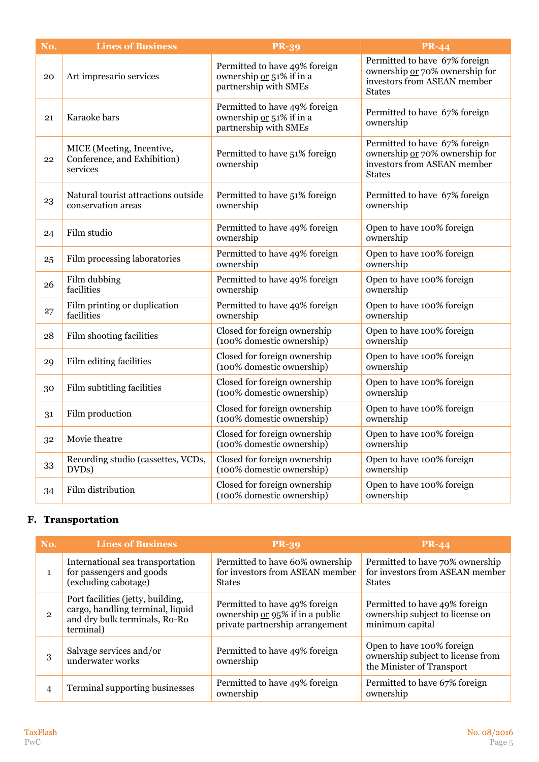| No. | Lines of Business | PR-39 | PR-44 |
|---|---|---|---|
| 20 | Art impresario services | Permitted to have 49% foreign ownership or 51% if in a partnership with SMEs | Permitted to have 67% foreign ownership or 70% ownership for investors from ASEAN member States |
| 21 | Karaoke bars | Permitted to have 49% foreign ownership or 51% if in a partnership with SMEs | Permitted to have 67% foreign ownership |
| 22 | MICE (Meeting, Incentive, Conference, and Exhibition) services | Permitted to have 51% foreign ownership | Permitted to have 67% foreign ownership or 70% ownership for investors from ASEAN member States |
| 23 | Natural tourist attractions outside conservation areas | Permitted to have 51% foreign ownership | Permitted to have 67% foreign ownership |
| 24 | Film studio | Permitted to have 49% foreign ownership | Open to have 100% foreign ownership |
| 25 | Film processing laboratories | Permitted to have 49% foreign ownership | Open to have 100% foreign ownership |
| 26 | Film dubbing facilities | Permitted to have 49% foreign ownership | Open to have 100% foreign ownership |
| 27 | Film printing or duplication facilities | Permitted to have 49% foreign ownership | Open to have 100% foreign ownership |
| 28 | Film shooting facilities | Closed for foreign ownership (100% domestic ownership) | Open to have 100% foreign ownership |
| 29 | Film editing facilities | Closed for foreign ownership (100% domestic ownership) | Open to have 100% foreign ownership |
| 30 | Film subtitling facilities | Closed for foreign ownership (100% domestic ownership) | Open to have 100% foreign ownership |
| 31 | Film production | Closed for foreign ownership (100% domestic ownership) | Open to have 100% foreign ownership |
| 32 | Movie theatre | Closed for foreign ownership (100% domestic ownership) | Open to have 100% foreign ownership |
| 33 | Recording studio (cassettes, VCDs, DVDs) | Closed for foreign ownership (100% domestic ownership) | Open to have 100% foreign ownership |
| 34 | Film distribution | Closed for foreign ownership (100% domestic ownership) | Open to have 100% foreign ownership |

**F. Transportation**

| No. | Lines of Business | PR-39 | PR-44 |
|---|---|---|---|
| 1 | International sea transportation for passengers and goods (excluding cabotage) | Permitted to have 60% ownership for investors from ASEAN member States | Permitted to have 70% ownership for investors from ASEAN member States |
| 2 | Port facilities (jetty, building, cargo, handling terminal, liquid and dry bulk terminals, Ro-Ro terminal) | Permitted to have 49% foreign ownership or 95% if in a public private partnership arrangement | Permitted to have 49% foreign ownership subject to license on minimum capital |
| 3 | Salvage services and/or underwater works | Permitted to have 49% foreign ownership | Open to have 100% foreign ownership subject to license from the Minister of Transport |
| 4 | Terminal supporting businesses | Permitted to have 49% foreign ownership | Permitted to have 67% foreign ownership |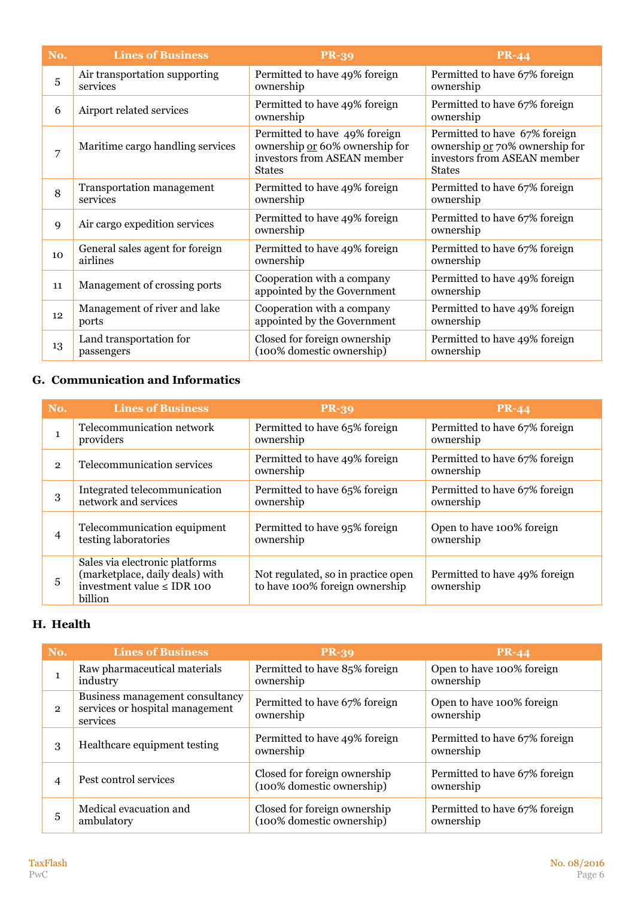| No. | Lines of Business | PR-39 | PR-44 |
|---|---|---|---|
| 5 | Air transportation supporting services | Permitted to have 49% foreign ownership | Permitted to have 67% foreign ownership |
| 6 | Airport related services | Permitted to have 49% foreign ownership | Permitted to have 67% foreign ownership |
| 7 | Maritime cargo handling services | Permitted to have 49% foreign ownership or 60% ownership for investors from ASEAN member States | Permitted to have 67% foreign ownership or 70% ownership for investors from ASEAN member States |
| 8 | Transportation management services | Permitted to have 49% foreign ownership | Permitted to have 67% foreign ownership |
| 9 | Air cargo expedition services | Permitted to have 49% foreign ownership | Permitted to have 67% foreign ownership |
| 10 | General sales agent for foreign airlines | Permitted to have 49% foreign ownership | Permitted to have 67% foreign ownership |
| 11 | Management of crossing ports | Cooperation with a company appointed by the Government | Permitted to have 49% foreign ownership |
| 12 | Management of river and lake ports | Cooperation with a company appointed by the Government | Permitted to have 49% foreign ownership |
| 13 | Land transportation for passengers | Closed for foreign ownership (100% domestic ownership) | Permitted to have 49% foreign ownership |

## G. Communication and Informatics

| No. | Lines of Business | PR-39 | PR-44 |
|---|---|---|---|
| 1 | Telecommunication network providers | Permitted to have 65% foreign ownership | Permitted to have 67% foreign ownership |
| 2 | Telecommunication services | Permitted to have 49% foreign ownership | Permitted to have 67% foreign ownership |
| 3 | Integrated telecommunication network and services | Permitted to have 65% foreign ownership | Permitted to have 67% foreign ownership |
| 4 | Telecommunication equipment testing laboratories | Permitted to have 95% foreign ownership | Open to have 100% foreign ownership |
| 5 | Sales via electronic platforms (marketplace, daily deals) with investment value ≤ IDR 100 billion | Not regulated, so in practice open to have 100% foreign ownership | Permitted to have 49% foreign ownership |

## H. Health

| No. | Lines of Business | PR-39 | PR-44 |
|---|---|---|---|
| 1 | Raw pharmaceutical materials industry | Permitted to have 85% foreign ownership | Open to have 100% foreign ownership |
| 2 | Business management consultancy services or hospital management services | Permitted to have 67% foreign ownership | Open to have 100% foreign ownership |
| 3 | Healthcare equipment testing | Permitted to have 49% foreign ownership | Permitted to have 67% foreign ownership |
| 4 | Pest control services | Closed for foreign ownership (100% domestic ownership) | Permitted to have 67% foreign ownership |
| 5 | Medical evacuation and ambulatory | Closed for foreign ownership (100% domestic ownership) | Permitted to have 67% foreign ownership |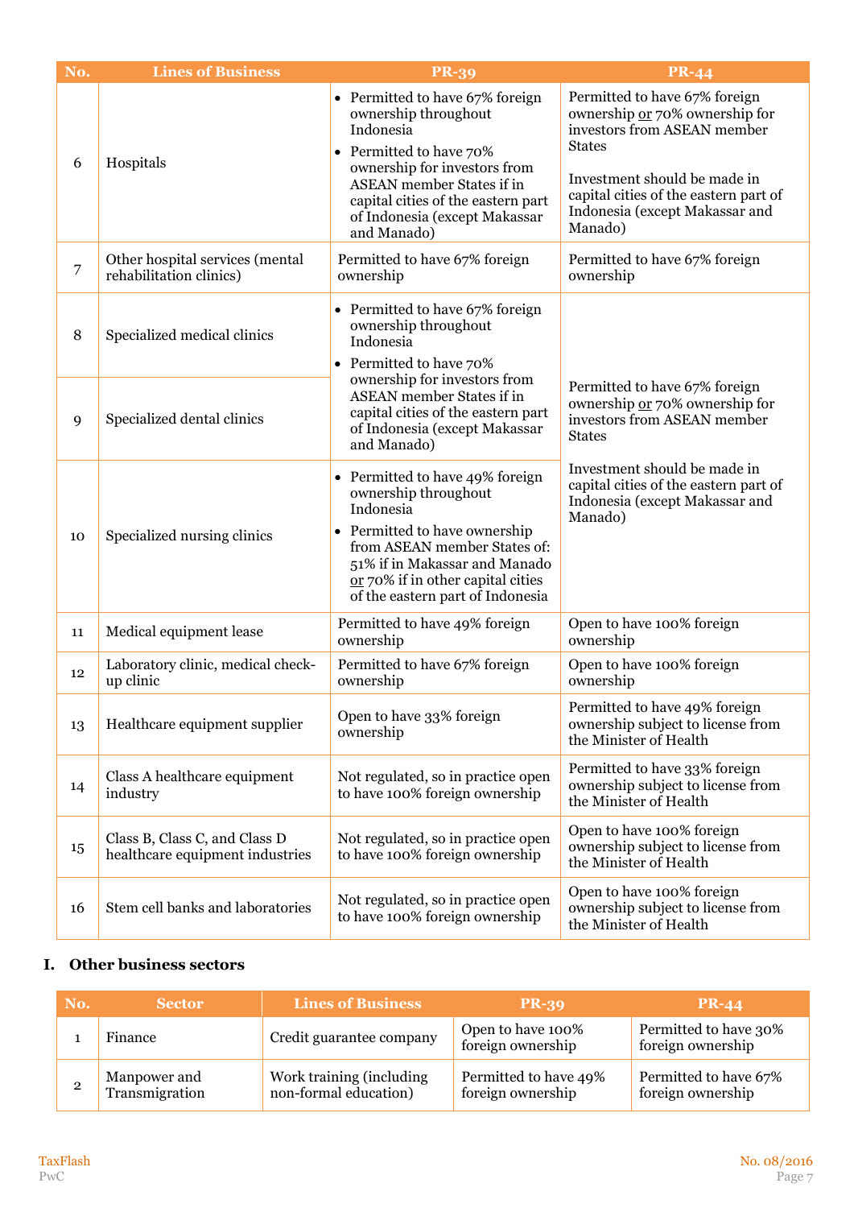| No. | Lines of Business | PR-39 | PR-44 |
|---|---|---|---|
| 6 | Hospitals | • Permitted to have 67% foreign ownership throughout Indonesia<br>• Permitted to have 70% ownership for investors from ASEAN member States if in capital cities of the eastern part of Indonesia (except Makassar and Manado) | Permitted to have 67% foreign ownership or 70% ownership for investors from ASEAN member States<br><br>Investment should be made in capital cities of the eastern part of Indonesia (except Makassar and Manado) |
| 7 | Other hospital services (mental rehabilitation clinics) | Permitted to have 67% foreign ownership | Permitted to have 67% foreign ownership |
| 8 | Specialized medical clinics | • Permitted to have 67% foreign ownership throughout Indonesia<br>• Permitted to have 70% ownership for investors from ASEAN member States if in capital cities of the eastern part of Indonesia (except Makassar and Manado) | Permitted to have 67% foreign ownership or 70% ownership for investors from ASEAN member States<br><br>Investment should be made in capital cities of the eastern part of Indonesia (except Makassar and Manado) |
| 9 | Specialized dental clinics | | |
| 10 | Specialized nursing clinics | • Permitted to have 49% foreign ownership throughout Indonesia<br>• Permitted to have ownership from ASEAN member States of: 51% if in Makassar and Manado or 70% if in other capital cities of the eastern part of Indonesia | |
| 11 | Medical equipment lease | Permitted to have 49% foreign ownership | Open to have 100% foreign ownership |
| 12 | Laboratory clinic, medical check-up clinic | Permitted to have 67% foreign ownership | Open to have 100% foreign ownership |
| 13 | Healthcare equipment supplier | Open to have 33% foreign ownership | Permitted to have 49% foreign ownership subject to license from the Minister of Health |
| 14 | Class A healthcare equipment industry | Not regulated, so in practice open to have 100% foreign ownership | Permitted to have 33% foreign ownership subject to license from the Minister of Health |
| 15 | Class B, Class C, and Class D healthcare equipment industries | Not regulated, so in practice open to have 100% foreign ownership | Open to have 100% foreign ownership subject to license from the Minister of Health |
| 16 | Stem cell banks and laboratories | Not regulated, so in practice open to have 100% foreign ownership | Open to have 100% foreign ownership subject to license from the Minister of Health |

## I. Other business sectors

| No. | Sector | Lines of Business | PR-39 | PR-44 |
|---|---|---|---|---|
| 1 | Finance | Credit guarantee company | Open to have 100% foreign ownership | Permitted to have 30% foreign ownership |
| 2 | Manpower and Transmigration | Work training (including non-formal education) | Permitted to have 49% foreign ownership | Permitted to have 67% foreign ownership |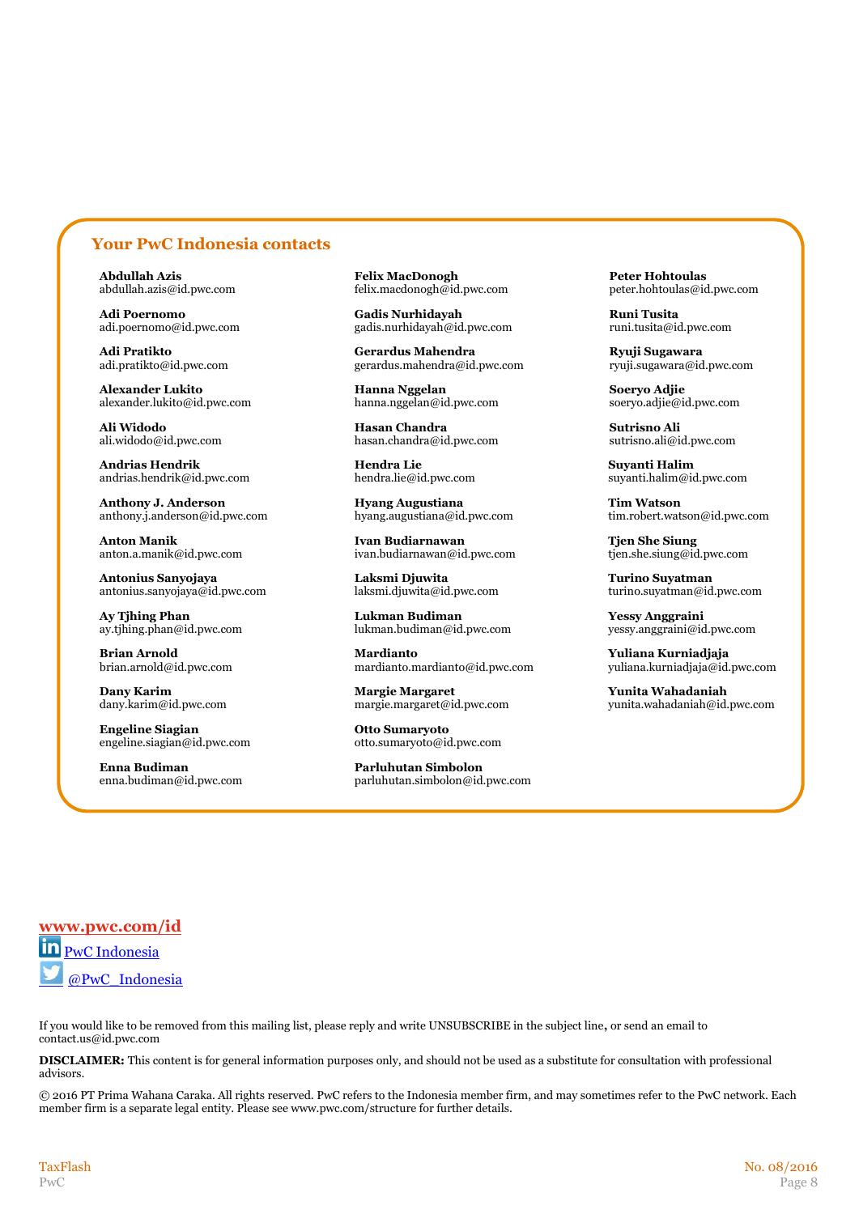## Your PwC Indonesia contacts

**Abdullah Azis**
abdullah.azis@id.pwc.com

**Adi Poernomo**
adi.poernomo@id.pwc.com

**Adi Pratikto**
adi.pratikto@id.pwc.com

**Alexander Lukito**
alexander.lukito@id.pwc.com

**Ali Widodo**
ali.widodo@id.pwc.com

**Andrias Hendrik**
andrias.hendrik@id.pwc.com

**Anthony J. Anderson**
anthony.j.anderson@id.pwc.com

**Anton Manik**
anton.a.manik@id.pwc.com

**Antonius Sanyojaya**
antonius.sanyojaya@id.pwc.com

**Ay Tjhing Phan**
ay.tjhing.phan@id.pwc.com

**Brian Arnold**
brian.arnold@id.pwc.com

**Dany Karim**
dany.karim@id.pwc.com

**Engeline Siagian**
engeline.siagian@id.pwc.com

**Enna Budiman**
enna.budiman@id.pwc.com

**Felix MacDonogh**
felix.macdonogh@id.pwc.com

**Gadis Nurhidayah**
gadis.nurhidayah@id.pwc.com

**Gerardus Mahendra**
gerardus.mahendra@id.pwc.com

**Hanna Nggelan**
hanna.nggelan@id.pwc.com

**Hasan Chandra**
hasan.chandra@id.pwc.com

**Hendra Lie**
hendra.lie@id.pwc.com

**Hyang Augustiana**
hyang.augustiana@id.pwc.com

**Ivan Budiarnawan**
ivan.budiarnawan@id.pwc.com

**Laksmi Djuwita**
laksmi.djuwita@id.pwc.com

**Lukman Budiman**
lukman.budiman@id.pwc.com

**Mardianto**
mardianto.mardianto@id.pwc.com

**Margie Margaret**
margie.margaret@id.pwc.com

**Otto Sumaryoto**
otto.sumaryoto@id.pwc.com

**Parluhutan Simbolon**
parluhutan.simbolon@id.pwc.com

**Peter Hohtoulas**
peter.hohtoulas@id.pwc.com

**Runi Tusita**
runi.tusita@id.pwc.com

**Ryuji Sugawara**
ryuji.sugawara@id.pwc.com

**Soeryo Adjie**
soeryo.adjie@id.pwc.com

**Sutrisno Ali**
sutrisno.ali@id.pwc.com

**Suyanti Halim**
suyanti.halim@id.pwc.com

**Tim Watson**
tim.robert.watson@id.pwc.com

**Tjen She Siung**
tjen.she.siung@id.pwc.com

**Turino Suyatman**
turino.suyatman@id.pwc.com

**Yessy Anggraini**
yessy.anggraini@id.pwc.com

**Yuliana Kurniadjaja**
yuliana.kurniadjaja@id.pwc.com

**Yunita Wahadaniah**
yunita.wahadaniah@id.pwc.com

**www.pwc.com/id**

PwC Indonesia

@PwC_Indonesia

If you would like to be removed from this mailing list, please reply and write UNSUBSCRIBE in the subject line, or send an email to contact.us@id.pwc.com

**DISCLAIMER:** This content is for general information purposes only, and should not be used as a substitute for consultation with professional advisors.

© 2016 PT Prima Wahana Caraka. All rights reserved. PwC refers to the Indonesia member firm, and may sometimes refer to the PwC network. Each member firm is a separate legal entity. Please see www.pwc.com/structure for further details.